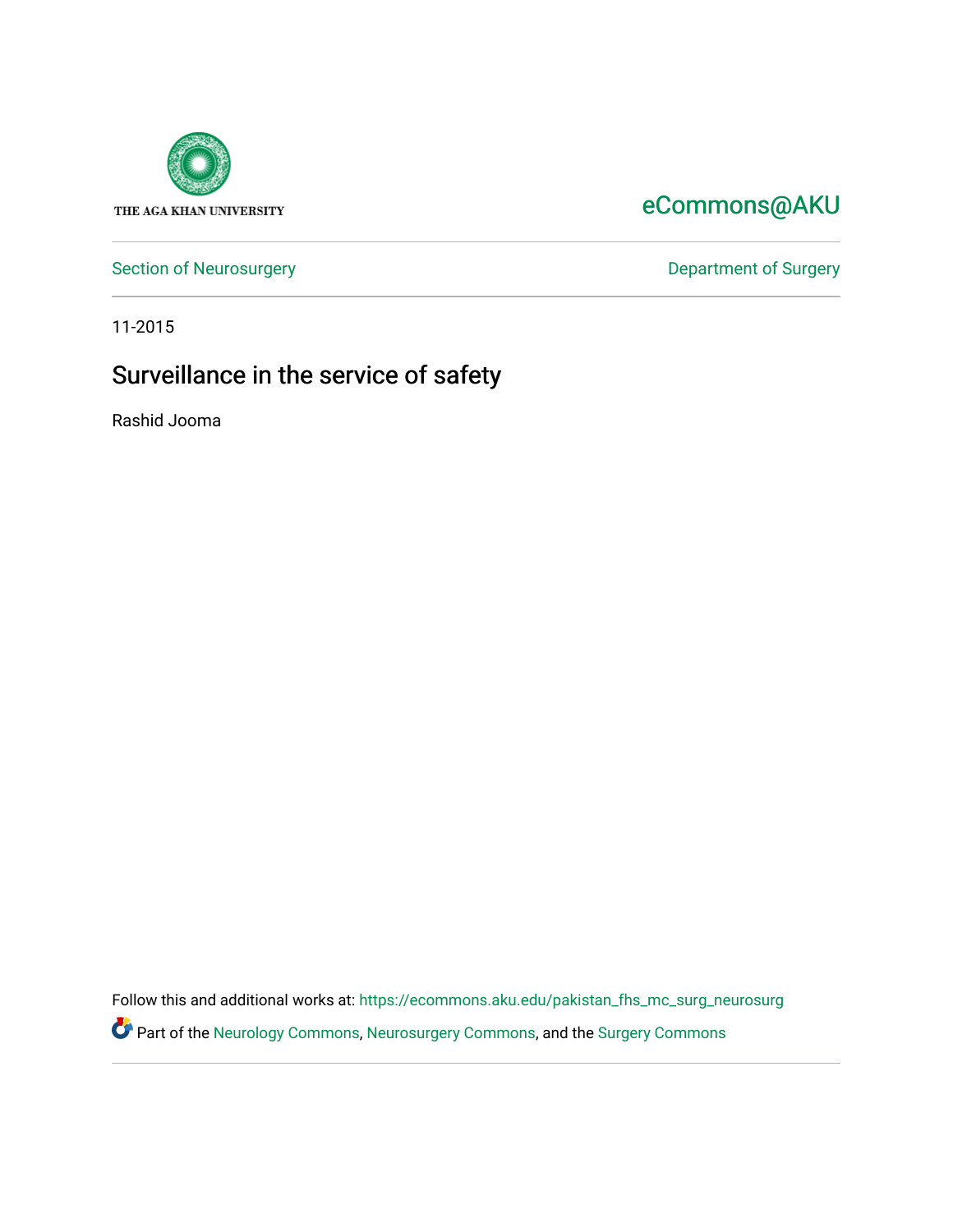THE AGA KHAN UNIVERSITY

eCommons@AKU

Section of Neurosurgery

Department of Surgery

11-2015

# Surveillance in the service of safety

Rashid Jooma

Follow this and additional works at: https://ecommons.aku.edu/pakistan_fhs_mc_surg_neurosurg

Part of the Neurology Commons, Neurosurgery Commons, and the Surgery Commons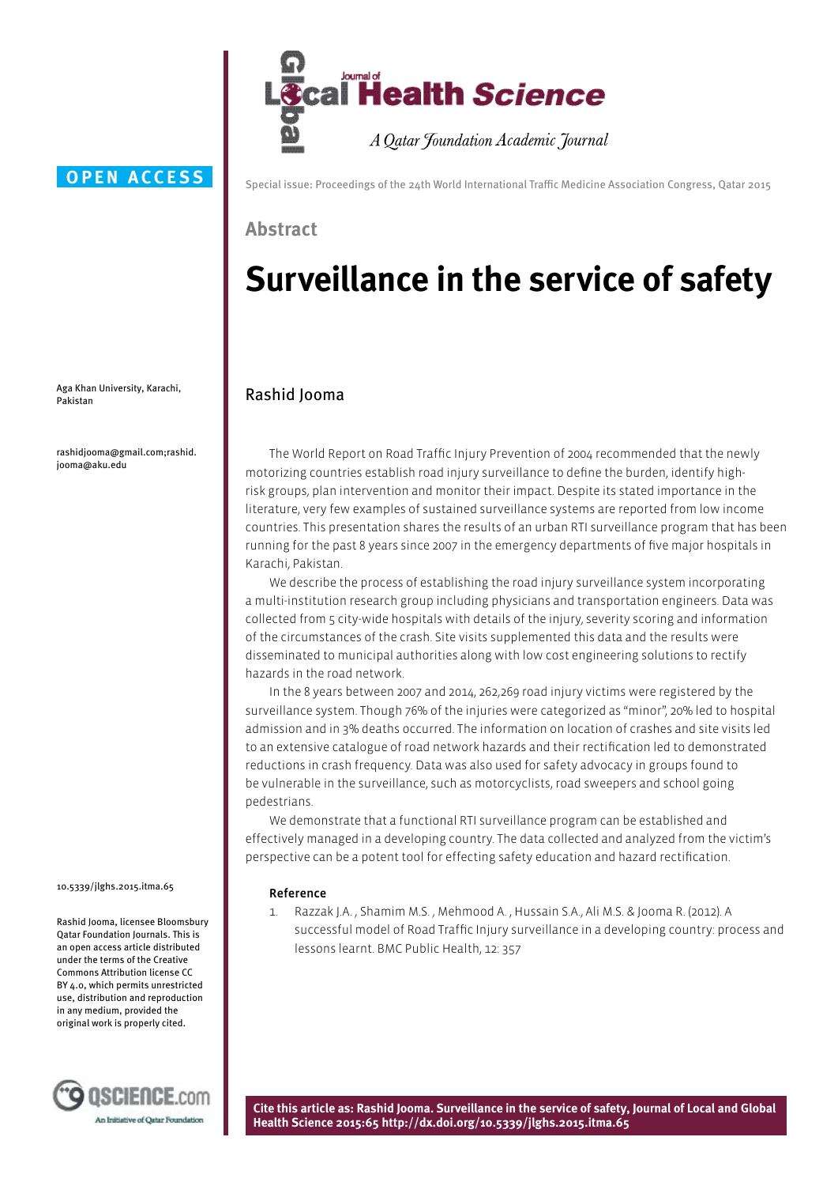OPEN ACCESS

Special issue: Proceedings of the 24th World International Traffic Medicine Association Congress, Qatar 2015

## Abstract

# Surveillance in the service of safety

Rashid Jooma

Aga Khan University, Karachi, Pakistan

rashidjooma@gmail.com;rashid.jooma@aku.edu

The World Report on Road Traffic Injury Prevention of 2004 recommended that the newly motorizing countries establish road injury surveillance to define the burden, identify high-risk groups, plan intervention and monitor their impact. Despite its stated importance in the literature, very few examples of sustained surveillance systems are reported from low income countries. This presentation shares the results of an urban RTI surveillance program that has been running for the past 8 years since 2007 in the emergency departments of five major hospitals in Karachi, Pakistan.

We describe the process of establishing the road injury surveillance system incorporating a multi-institution research group including physicians and transportation engineers. Data was collected from 5 city-wide hospitals with details of the injury, severity scoring and information of the circumstances of the crash. Site visits supplemented this data and the results were disseminated to municipal authorities along with low cost engineering solutions to rectify hazards in the road network.

In the 8 years between 2007 and 2014, 262,269 road injury victims were registered by the surveillance system. Though 76% of the injuries were categorized as "minor", 20% led to hospital admission and in 3% deaths occurred. The information on location of crashes and site visits led to an extensive catalogue of road network hazards and their rectification led to demonstrated reductions in crash frequency. Data was also used for safety advocacy in groups found to be vulnerable in the surveillance, such as motorcyclists, road sweepers and school going pedestrians.

We demonstrate that a functional RTI surveillance program can be established and effectively managed in a developing country. The data collected and analyzed from the victim's perspective can be a potent tool for effecting safety education and hazard rectification.

#### Reference

1. Razzak J.A. , Shamim M.S. , Mehmood A. , Hussain S.A., Ali M.S. & Jooma R. (2012). A successful model of Road Traffic Injury surveillance in a developing country: process and lessons learnt. BMC Public Health, 12: 357

10.5339/jlghs.2015.itma.65

Rashid Jooma, licensee Bloomsbury Qatar Foundation Journals. This is an open access article distributed under the terms of the Creative Commons Attribution license CC BY 4.0, which permits unrestricted use, distribution and reproduction in any medium, provided the original work is properly cited.

**Cite this article as: Rashid Jooma. Surveillance in the service of safety, Journal of Local and Global Health Science 2015:65 http://dx.doi.org/10.5339/jlghs.2015.itma.65**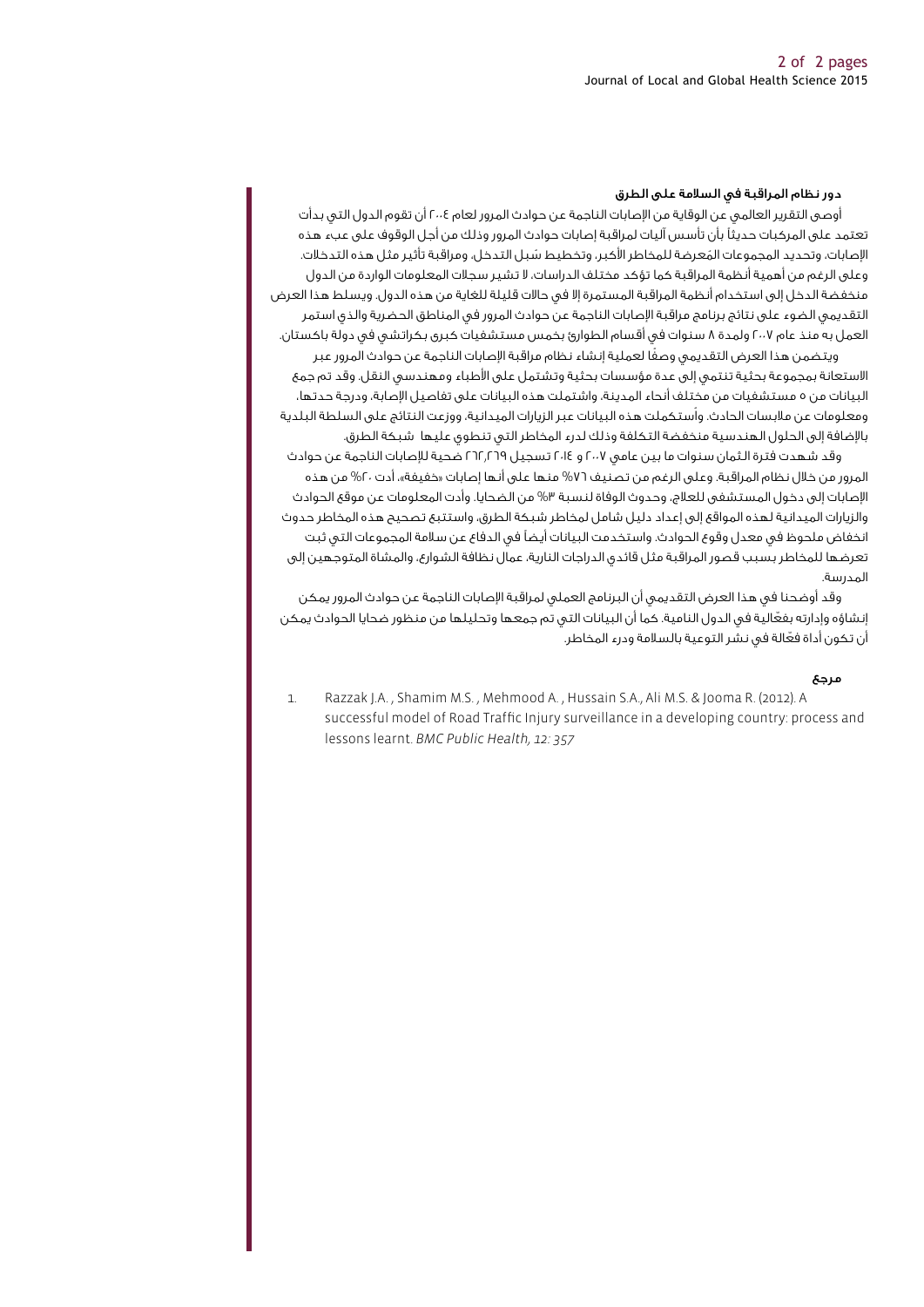### دور نظام المراقبة في السلامة على الطرق

أوصى التقرير العالمي عن الوقاية من الإصابات الناجمة عن حوادث المرور لعام ٢٠٠٤ أن تقوم الدول التي بدأت تعتمد على المركبات حديثاً بأن تأسس آليات لمراقبة إصابات حوادث المرور وذلك من أجل الوقوف على عبء هذه الإصابات، وتحديد المجموعات المُعرضة للمخاطر الأكبر، وتخطيط سُبل التدخل، ومراقبة تأثير مثل هذه التدخلات. وعلى الرغم من أهمية أنظمة المراقبة كما تؤكد مختلف الدراسات، لا تشير سجلات المعلومات الواردة من الدول منخفضة الدخل إلى استخدام أنظمة المراقبة المستمرة إلا في حالات قليلة للغاية من هذه الدول. ويسلط هذا العرض التقديمي الضوء على نتائج برنامج مراقبة الإصابات الناجمة عن حوادث المرور في المناطق الحضرية والذي استمر العمل به منذ عام ٢٠٠٧ ولمدة ٨ سنوات في أقسام الطوارئ بخمس مستشفيات كبرى بكراتشي في دولة باكستان.

ويتضمن هذا العرض التقديمي وصفًا لعملية إنشاء نظام مراقبة الإصابات الناجمة عن حوادث المرور عبر الاستعانة بمجموعة بحثية تنتمي إلى عدة مؤسسات بحثية وتشتمل على الأطباء ومهندسي النقل. وقد تم جمع البيانات من ٥ مستشفيات من مختلف أنحاء المدينة، واشتملت هذه البيانات على تفاصيل الإصابة، ودرجة حدتها، ومعلومات عن ملابسات الحادث. وأُستكملت هذه البيانات عبر الزيارات الميدانية، ووزعت النتائج على السلطة البلدية بالإضافة إلى الحلول الهندسية منخفضة التكلفة وذلك لدرء المخاطر التي تنطوي عليها شبكة الطرق.

وقد شهدت فترة الثمان سنوات ما بين عامي ٢٠٠٧ و ٢٠١٤ تسجيل ٢٦٢,٢٦٩ ضحية للإصابات الناجمة عن حوادث المرور من خلال نظام المراقبة. وعلى الرغم من تصنيف ٧٦% منها على أنها إصابات «خفيفة»، أدت ٢٠% من هذه الإصابات إلى دخول المستشفى للعلاج، وحدوث الوفاة لنسبة ٣% من الضحايا. وأدت المعلومات عن موقع الحوادث والزيارات الميدانية لهذه المواقع إلى إعداد دليل شامل لمخاطر شبكة الطرق، واستتبع تصحيح هذه المخاطر حدوث انخفاض ملحوظ في معدل وقوع الحوادث. واستخدمت البيانات أيضاً في الدفاع عن سلامة المجموعات التي ثبت تعرضها للمخاطر بسبب قصور المراقبة مثل قائدي الدراجات النارية، عمال نظافة الشوارع، والمشاة المتوجهين إلى المدرسة.

وقد أوضحنا في هذا العرض التقديمي أن البرنامج العملي لمراقبة الإصابات الناجمة عن حوادث المرور يمكن إنشاؤه وإدارته بفعّالية في الدول النامية. كما أن البيانات التي تم جمعها وتحليلها من منظور ضحايا الحوادث يمكن أن تكون أداة فعّالة في نشر التوعية بالسلامة ودرء المخاطر.

### مرجع

1. Razzak J.A. , Shamim M.S. , Mehmood A. , Hussain S.A., Ali M.S. & Jooma R. (2012). A successful model of Road Traffic Injury surveillance in a developing country: process and lessons learnt. *BMC Public Health, 12: 357*